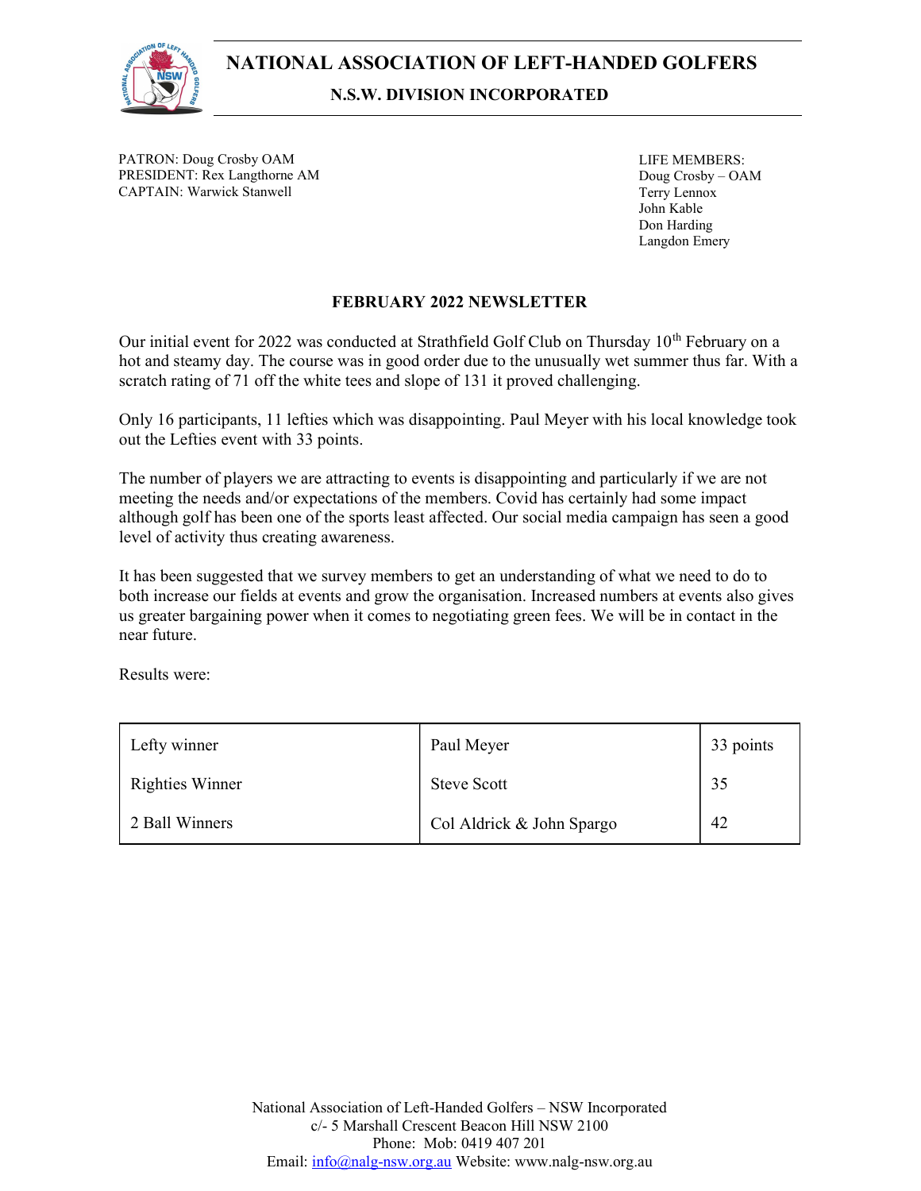# NATIONAL ASSOCIATION OF LEFT-HANDED GOLFERS

## N.S.W. DIVISION INCORPORATED

PATRON: Doug Crosby OAM
PRESIDENT: Rex Langthorne AM
CAPTAIN: Warwick Stanwell

LIFE MEMBERS:
Doug Crosby – OAM
Terry Lennox
John Kable
Don Harding
Langdon Emery

### FEBRUARY 2022 NEWSLETTER

Our initial event for 2022 was conducted at Strathfield Golf Club on Thursday 10th February on a hot and steamy day. The course was in good order due to the unusually wet summer thus far. With a scratch rating of 71 off the white tees and slope of 131 it proved challenging.

Only 16 participants, 11 lefties which was disappointing. Paul Meyer with his local knowledge took out the Lefties event with 33 points.

The number of players we are attracting to events is disappointing and particularly if we are not meeting the needs and/or expectations of the members. Covid has certainly had some impact although golf has been one of the sports least affected. Our social media campaign has seen a good level of activity thus creating awareness.

It has been suggested that we survey members to get an understanding of what we need to do to both increase our fields at events and grow the organisation. Increased numbers at events also gives us greater bargaining power when it comes to negotiating green fees. We will be in contact in the near future.

Results were:

| | | |
|---|---|---|
| Lefty winner | Paul Meyer | 33 points |
| Righties Winner | Steve Scott | 35 |
| 2 Ball Winners | Col Aldrick & John Spargo | 42 |

National Association of Left-Handed Golfers – NSW Incorporated
c/- 5 Marshall Crescent Beacon Hill NSW 2100
Phone: Mob: 0419 407 201
Email: info@nalg-nsw.org.au Website: www.nalg-nsw.org.au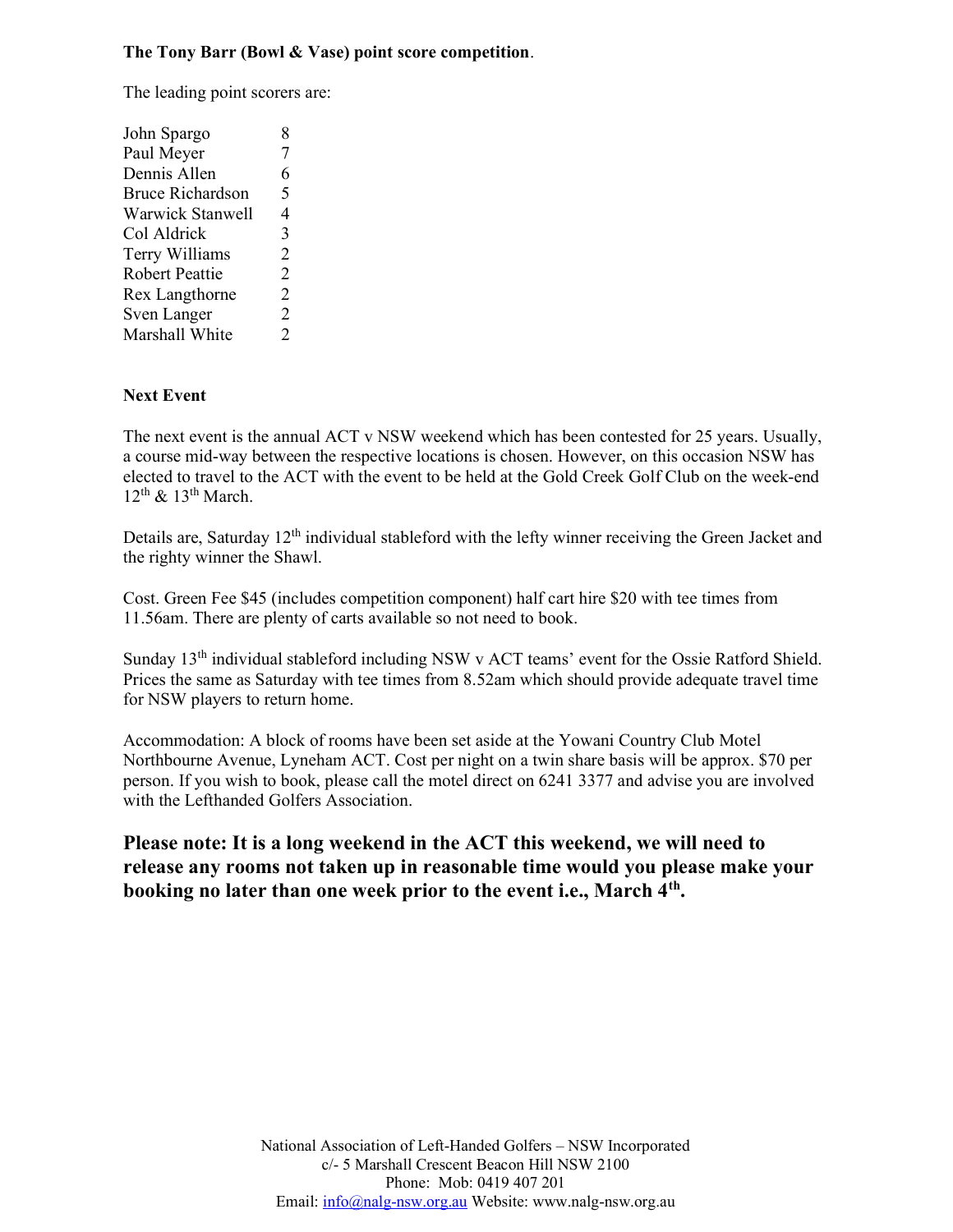**The Tony Barr (Bowl & Vase) point score competition**.

The leading point scorers are:

| | |
|---|---|
| John Spargo | 8 |
| Paul Meyer | 7 |
| Dennis Allen | 6 |
| Bruce Richardson | 5 |
| Warwick Stanwell | 4 |
| Col Aldrick | 3 |
| Terry Williams | 2 |
| Robert Peattie | 2 |
| Rex Langthorne | 2 |
| Sven Langer | 2 |
| Marshall White | 2 |

**Next Event**

The next event is the annual ACT v NSW weekend which has been contested for 25 years. Usually, a course mid-way between the respective locations is chosen. However, on this occasion NSW has elected to travel to the ACT with the event to be held at the Gold Creek Golf Club on the week-end 12th & 13th March.

Details are, Saturday 12th individual stableford with the lefty winner receiving the Green Jacket and the righty winner the Shawl.

Cost. Green Fee $45 (includes competition component) half cart hire $20 with tee times from 11.56am. There are plenty of carts available so not need to book.

Sunday 13th individual stableford including NSW v ACT teams' event for the Ossie Ratford Shield. Prices the same as Saturday with tee times from 8.52am which should provide adequate travel time for NSW players to return home.

Accommodation: A block of rooms have been set aside at the Yowani Country Club Motel Northbourne Avenue, Lyneham ACT. Cost per night on a twin share basis will be approx. $70 per person. If you wish to book, please call the motel direct on 6241 3377 and advise you are involved with the Lefthanded Golfers Association.

**Please note: It is a long weekend in the ACT this weekend, we will need to release any rooms not taken up in reasonable time would you please make your booking no later than one week prior to the event i.e., March 4th.**

National Association of Left-Handed Golfers – NSW Incorporated
c/- 5 Marshall Crescent Beacon Hill NSW 2100
Phone: Mob: 0419 407 201
Email: info@nalg-nsw.org.au Website: www.nalg-nsw.org.au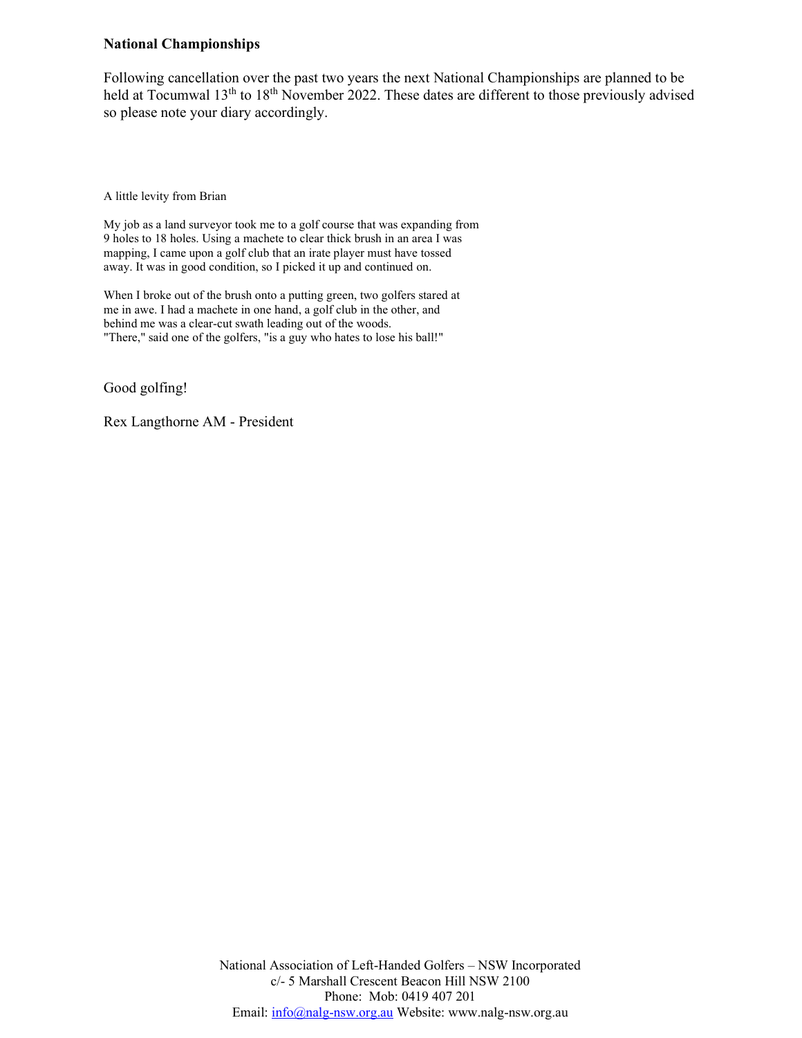**National Championships**

Following cancellation over the past two years the next National Championships are planned to be held at Tocumwal 13th to 18th November 2022. These dates are different to those previously advised so please note your diary accordingly.

A little levity from Brian

My job as a land surveyor took me to a golf course that was expanding from 9 holes to 18 holes. Using a machete to clear thick brush in an area I was mapping, I came upon a golf club that an irate player must have tossed away. It was in good condition, so I picked it up and continued on.

When I broke out of the brush onto a putting green, two golfers stared at me in awe. I had a machete in one hand, a golf club in the other, and behind me was a clear-cut swath leading out of the woods.
"There," said one of the golfers, "is a guy who hates to lose his ball!"

Good golfing!

Rex Langthorne AM - President

National Association of Left-Handed Golfers – NSW Incorporated
c/- 5 Marshall Crescent Beacon Hill NSW 2100
Phone: Mob: 0419 407 201
Email: info@nalg-nsw.org.au Website: www.nalg-nsw.org.au